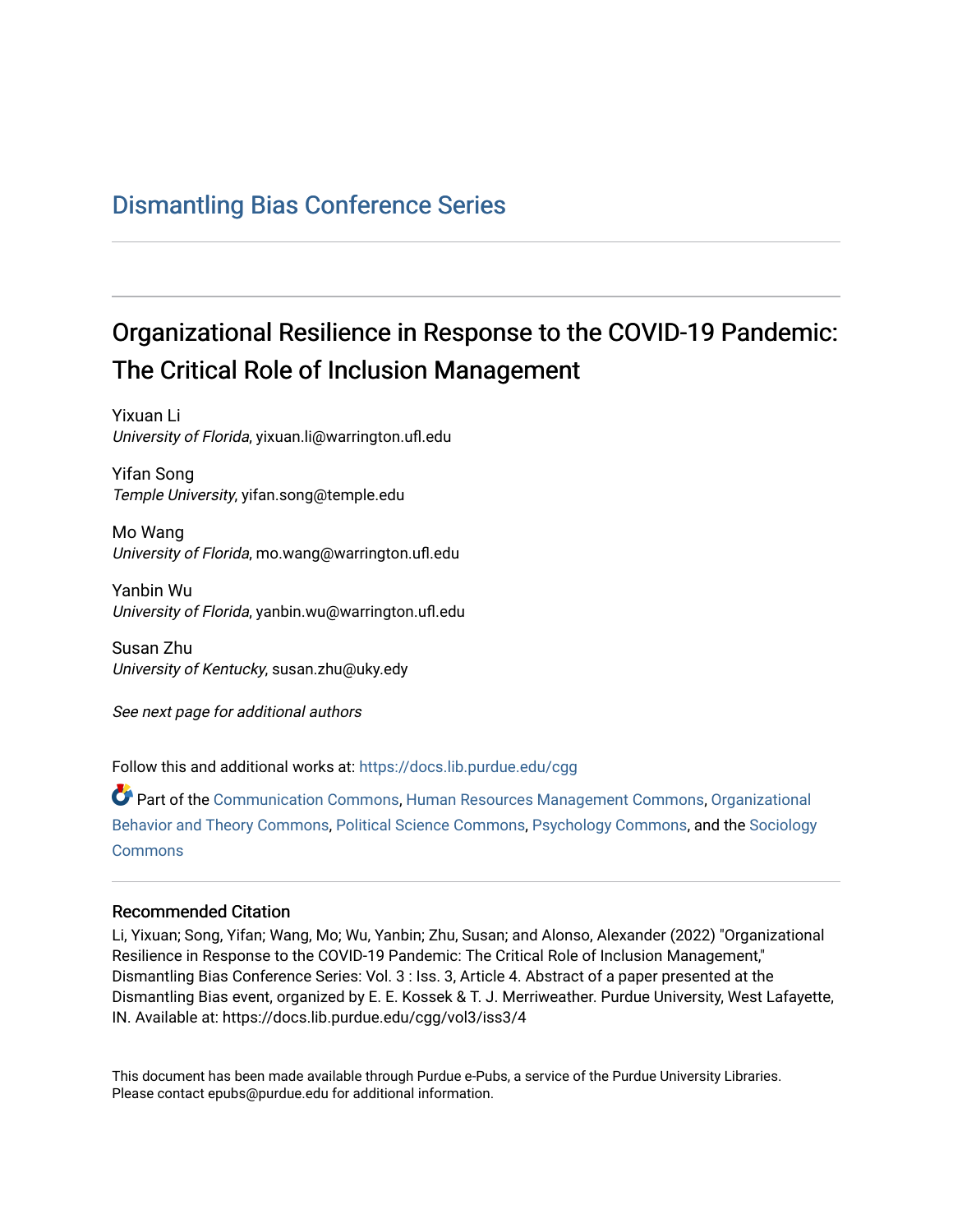# Dismantling Bias Conference Series

## Organizational Resilience in Response to the COVID-19 Pandemic: The Critical Role of Inclusion Management

Yixuan Li
*University of Florida*, yixuan.li@warrington.ufl.edu

Yifan Song
*Temple University*, yifan.song@temple.edu

Mo Wang
*University of Florida*, mo.wang@warrington.ufl.edu

Yanbin Wu
*University of Florida*, yanbin.wu@warrington.ufl.edu

Susan Zhu
*University of Kentucky*, susan.zhu@uky.edy

*See next page for additional authors*

Follow this and additional works at: https://docs.lib.purdue.edu/cgg

Part of the Communication Commons, Human Resources Management Commons, Organizational Behavior and Theory Commons, Political Science Commons, Psychology Commons, and the Sociology Commons

### Recommended Citation

Li, Yixuan; Song, Yifan; Wang, Mo; Wu, Yanbin; Zhu, Susan; and Alonso, Alexander (2022) "Organizational Resilience in Response to the COVID-19 Pandemic: The Critical Role of Inclusion Management," Dismantling Bias Conference Series: Vol. 3 : Iss. 3, Article 4. Abstract of a paper presented at the Dismantling Bias event, organized by E. E. Kossek & T. J. Merriweather. Purdue University, West Lafayette, IN. Available at: https://docs.lib.purdue.edu/cgg/vol3/iss3/4

This document has been made available through Purdue e-Pubs, a service of the Purdue University Libraries. Please contact epubs@purdue.edu for additional information.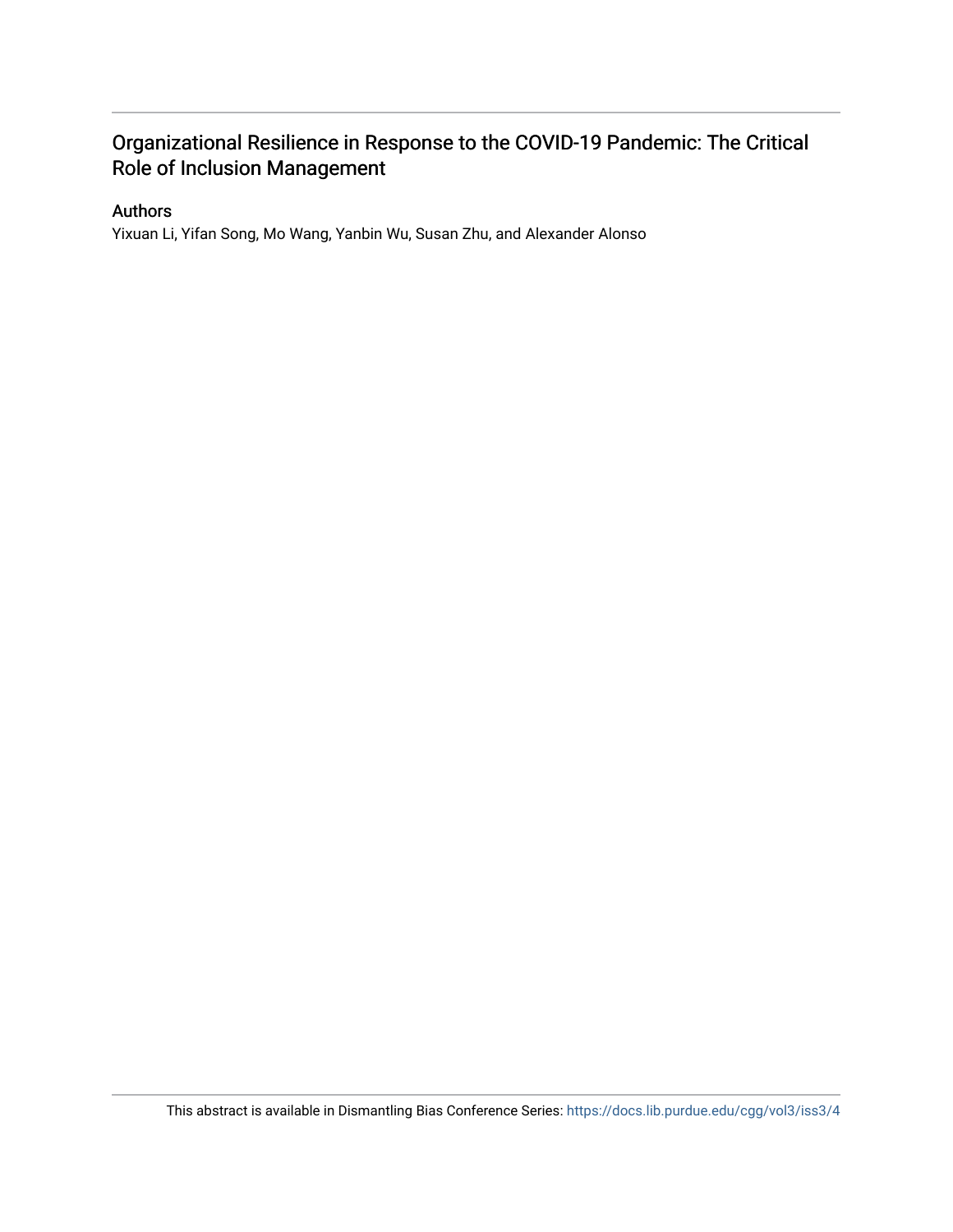# Organizational Resilience in Response to the COVID-19 Pandemic: The Critical Role of Inclusion Management

## Authors

Yixuan Li, Yifan Song, Mo Wang, Yanbin Wu, Susan Zhu, and Alexander Alonso

This abstract is available in Dismantling Bias Conference Series: https://docs.lib.purdue.edu/cgg/vol3/iss3/4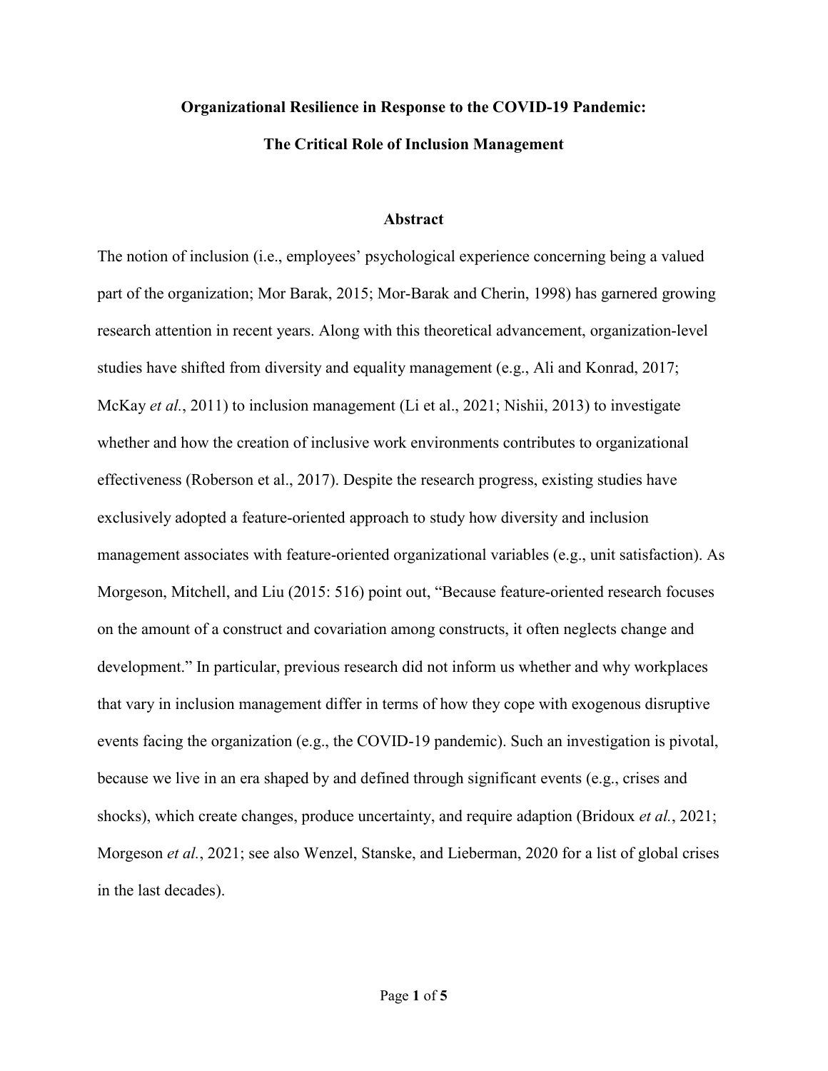**Organizational Resilience in Response to the COVID-19 Pandemic:**

**The Critical Role of Inclusion Management**

## Abstract

The notion of inclusion (i.e., employees' psychological experience concerning being a valued part of the organization; Mor Barak, 2015; Mor-Barak and Cherin, 1998) has garnered growing research attention in recent years. Along with this theoretical advancement, organization-level studies have shifted from diversity and equality management (e.g., Ali and Konrad, 2017; McKay *et al.*, 2011) to inclusion management (Li et al., 2021; Nishii, 2013) to investigate whether and how the creation of inclusive work environments contributes to organizational effectiveness (Roberson et al., 2017). Despite the research progress, existing studies have exclusively adopted a feature-oriented approach to study how diversity and inclusion management associates with feature-oriented organizational variables (e.g., unit satisfaction). As Morgeson, Mitchell, and Liu (2015: 516) point out, "Because feature-oriented research focuses on the amount of a construct and covariation among constructs, it often neglects change and development." In particular, previous research did not inform us whether and why workplaces that vary in inclusion management differ in terms of how they cope with exogenous disruptive events facing the organization (e.g., the COVID-19 pandemic). Such an investigation is pivotal, because we live in an era shaped by and defined through significant events (e.g., crises and shocks), which create changes, produce uncertainty, and require adaption (Bridoux *et al.*, 2021; Morgeson *et al.*, 2021; see also Wenzel, Stanske, and Lieberman, 2020 for a list of global crises in the last decades).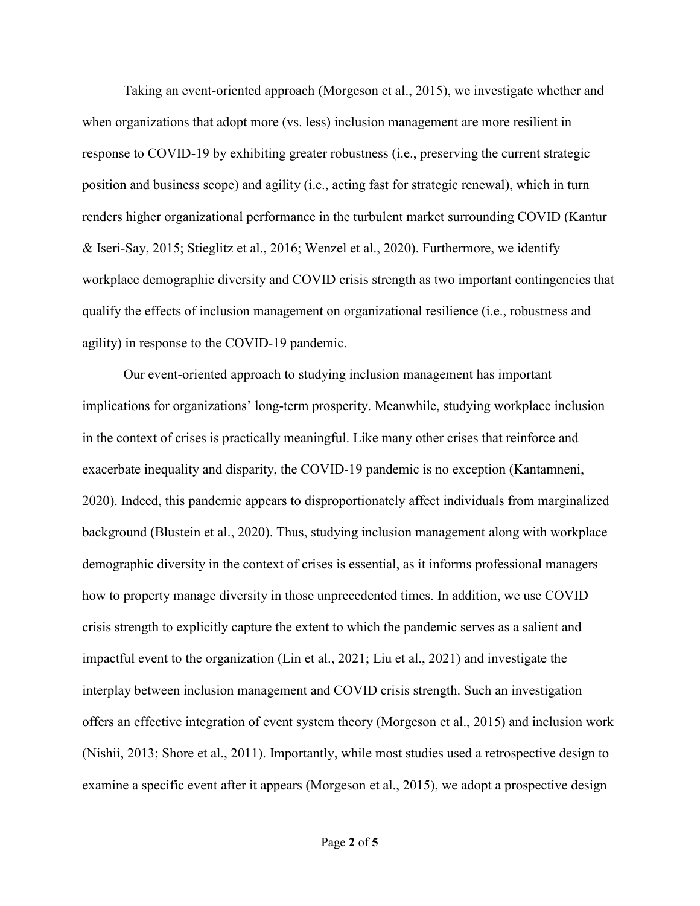Taking an event-oriented approach (Morgeson et al., 2015), we investigate whether and when organizations that adopt more (vs. less) inclusion management are more resilient in response to COVID-19 by exhibiting greater robustness (i.e., preserving the current strategic position and business scope) and agility (i.e., acting fast for strategic renewal), which in turn renders higher organizational performance in the turbulent market surrounding COVID (Kantur & Iseri-Say, 2015; Stieglitz et al., 2016; Wenzel et al., 2020). Furthermore, we identify workplace demographic diversity and COVID crisis strength as two important contingencies that qualify the effects of inclusion management on organizational resilience (i.e., robustness and agility) in response to the COVID-19 pandemic.

Our event-oriented approach to studying inclusion management has important implications for organizations' long-term prosperity. Meanwhile, studying workplace inclusion in the context of crises is practically meaningful. Like many other crises that reinforce and exacerbate inequality and disparity, the COVID-19 pandemic is no exception (Kantamneni, 2020). Indeed, this pandemic appears to disproportionately affect individuals from marginalized background (Blustein et al., 2020). Thus, studying inclusion management along with workplace demographic diversity in the context of crises is essential, as it informs professional managers how to property manage diversity in those unprecedented times. In addition, we use COVID crisis strength to explicitly capture the extent to which the pandemic serves as a salient and impactful event to the organization (Lin et al., 2021; Liu et al., 2021) and investigate the interplay between inclusion management and COVID crisis strength. Such an investigation offers an effective integration of event system theory (Morgeson et al., 2015) and inclusion work (Nishii, 2013; Shore et al., 2011). Importantly, while most studies used a retrospective design to examine a specific event after it appears (Morgeson et al., 2015), we adopt a prospective design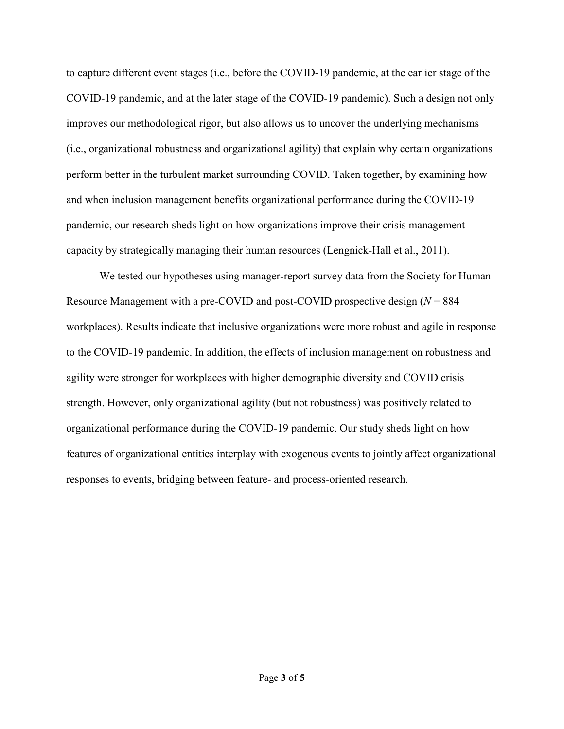to capture different event stages (i.e., before the COVID-19 pandemic, at the earlier stage of the COVID-19 pandemic, and at the later stage of the COVID-19 pandemic). Such a design not only improves our methodological rigor, but also allows us to uncover the underlying mechanisms (i.e., organizational robustness and organizational agility) that explain why certain organizations perform better in the turbulent market surrounding COVID. Taken together, by examining how and when inclusion management benefits organizational performance during the COVID-19 pandemic, our research sheds light on how organizations improve their crisis management capacity by strategically managing their human resources (Lengnick-Hall et al., 2011).

We tested our hypotheses using manager-report survey data from the Society for Human Resource Management with a pre-COVID and post-COVID prospective design ($N$ = 884 workplaces). Results indicate that inclusive organizations were more robust and agile in response to the COVID-19 pandemic. In addition, the effects of inclusion management on robustness and agility were stronger for workplaces with higher demographic diversity and COVID crisis strength. However, only organizational agility (but not robustness) was positively related to organizational performance during the COVID-19 pandemic. Our study sheds light on how features of organizational entities interplay with exogenous events to jointly affect organizational responses to events, bridging between feature- and process-oriented research.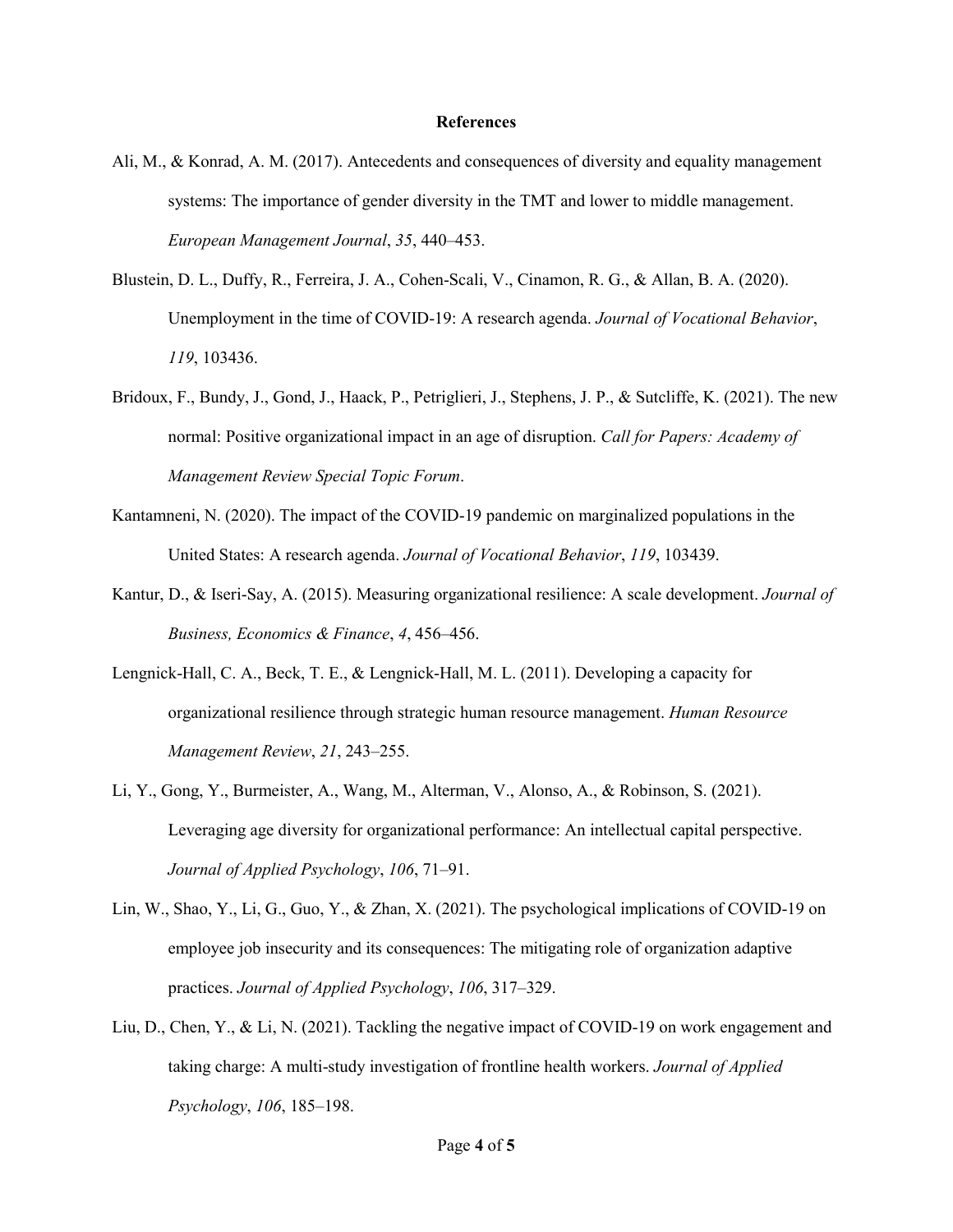## References

Ali, M., & Konrad, A. M. (2017). Antecedents and consequences of diversity and equality management systems: The importance of gender diversity in the TMT and lower to middle management. *European Management Journal*, *35*, 440–453.

Blustein, D. L., Duffy, R., Ferreira, J. A., Cohen-Scali, V., Cinamon, R. G., & Allan, B. A. (2020). Unemployment in the time of COVID-19: A research agenda. *Journal of Vocational Behavior*, *119*, 103436.

Bridoux, F., Bundy, J., Gond, J., Haack, P., Petriglieri, J., Stephens, J. P., & Sutcliffe, K. (2021). The new normal: Positive organizational impact in an age of disruption. *Call for Papers: Academy of Management Review Special Topic Forum*.

Kantamneni, N. (2020). The impact of the COVID-19 pandemic on marginalized populations in the United States: A research agenda. *Journal of Vocational Behavior*, *119*, 103439.

Kantur, D., & Iseri-Say, A. (2015). Measuring organizational resilience: A scale development. *Journal of Business, Economics & Finance*, *4*, 456–456.

Lengnick-Hall, C. A., Beck, T. E., & Lengnick-Hall, M. L. (2011). Developing a capacity for organizational resilience through strategic human resource management. *Human Resource Management Review*, *21*, 243–255.

Li, Y., Gong, Y., Burmeister, A., Wang, M., Alterman, V., Alonso, A., & Robinson, S. (2021). Leveraging age diversity for organizational performance: An intellectual capital perspective. *Journal of Applied Psychology*, *106*, 71–91.

Lin, W., Shao, Y., Li, G., Guo, Y., & Zhan, X. (2021). The psychological implications of COVID-19 on employee job insecurity and its consequences: The mitigating role of organization adaptive practices. *Journal of Applied Psychology*, *106*, 317–329.

Liu, D., Chen, Y., & Li, N. (2021). Tackling the negative impact of COVID-19 on work engagement and taking charge: A multi-study investigation of frontline health workers. *Journal of Applied Psychology*, *106*, 185–198.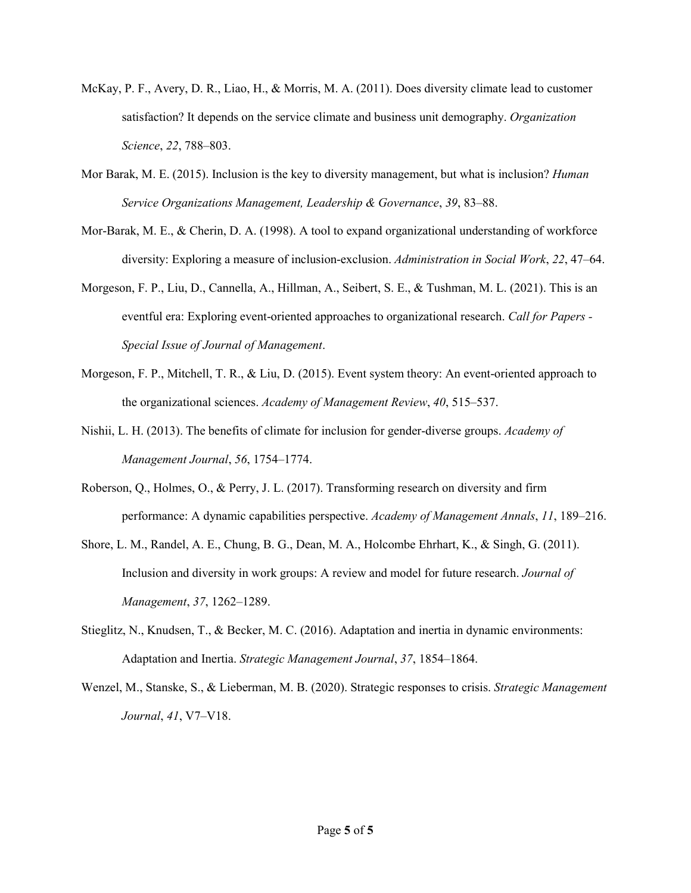McKay, P. F., Avery, D. R., Liao, H., & Morris, M. A. (2011). Does diversity climate lead to customer satisfaction? It depends on the service climate and business unit demography. *Organization Science*, *22*, 788–803.

Mor Barak, M. E. (2015). Inclusion is the key to diversity management, but what is inclusion? *Human Service Organizations Management, Leadership & Governance*, *39*, 83–88.

Mor-Barak, M. E., & Cherin, D. A. (1998). A tool to expand organizational understanding of workforce diversity: Exploring a measure of inclusion-exclusion. *Administration in Social Work*, *22*, 47–64.

Morgeson, F. P., Liu, D., Cannella, A., Hillman, A., Seibert, S. E., & Tushman, M. L. (2021). This is an eventful era: Exploring event-oriented approaches to organizational research. *Call for Papers - Special Issue of Journal of Management*.

Morgeson, F. P., Mitchell, T. R., & Liu, D. (2015). Event system theory: An event-oriented approach to the organizational sciences. *Academy of Management Review*, *40*, 515–537.

Nishii, L. H. (2013). The benefits of climate for inclusion for gender-diverse groups. *Academy of Management Journal*, *56*, 1754–1774.

Roberson, Q., Holmes, O., & Perry, J. L. (2017). Transforming research on diversity and firm performance: A dynamic capabilities perspective. *Academy of Management Annals*, *11*, 189–216.

Shore, L. M., Randel, A. E., Chung, B. G., Dean, M. A., Holcombe Ehrhart, K., & Singh, G. (2011). Inclusion and diversity in work groups: A review and model for future research. *Journal of Management*, *37*, 1262–1289.

Stieglitz, N., Knudsen, T., & Becker, M. C. (2016). Adaptation and inertia in dynamic environments: Adaptation and Inertia. *Strategic Management Journal*, *37*, 1854–1864.

Wenzel, M., Stanske, S., & Lieberman, M. B. (2020). Strategic responses to crisis. *Strategic Management Journal*, *41*, V7–V18.